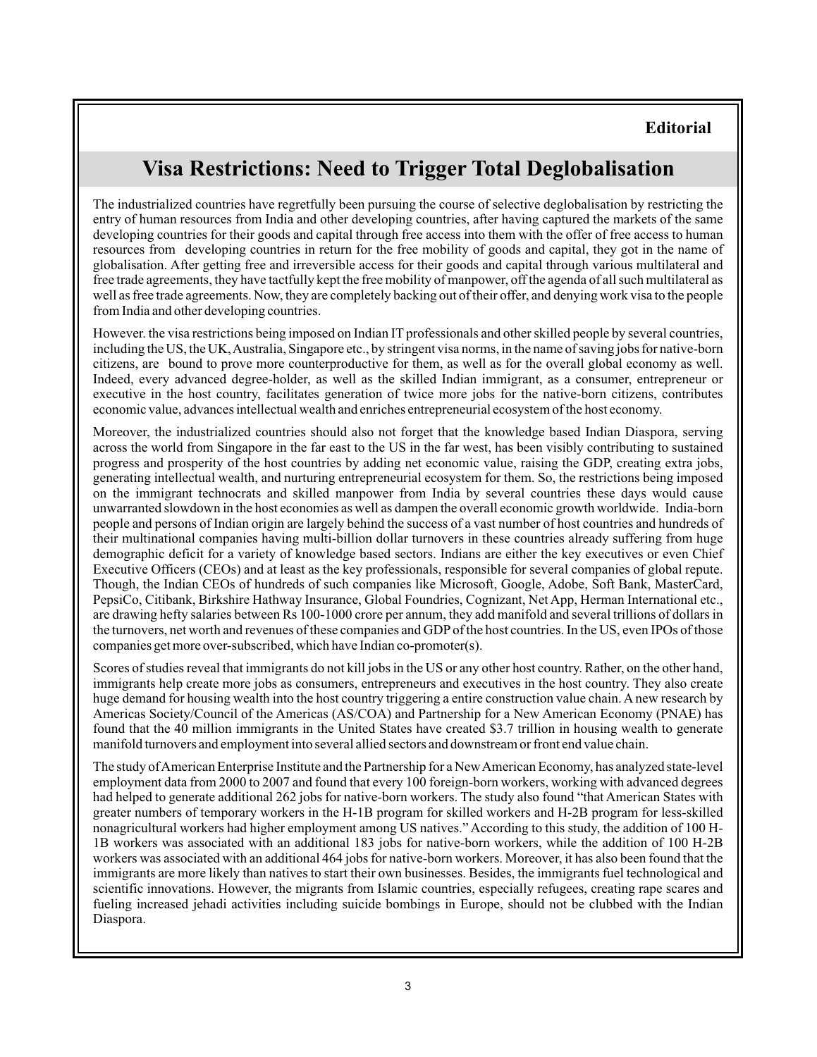**Editorial**

# Visa Restrictions: Need to Trigger Total Deglobalisation

The industrialized countries have regretfully been pursuing the course of selective deglobalisation by restricting the entry of human resources from India and other developing countries, after having captured the markets of the same developing countries for their goods and capital through free access into them with the offer of free access to human resources from developing countries in return for the free mobility of goods and capital, they got in the name of globalisation. After getting free and irreversible access for their goods and capital through various multilateral and free trade agreements, they have tactfully kept the free mobility of manpower, off the agenda of all such multilateral as well as free trade agreements. Now, they are completely backing out of their offer, and denying work visa to the people from India and other developing countries.

However. the visa restrictions being imposed on Indian IT professionals and other skilled people by several countries, including the US, the UK, Australia, Singapore etc., by stringent visa norms, in the name of saving jobs for native-born citizens, are bound to prove more counterproductive for them, as well as for the overall global economy as well. Indeed, every advanced degree-holder, as well as the skilled Indian immigrant, as a consumer, entrepreneur or executive in the host country, facilitates generation of twice more jobs for the native-born citizens, contributes economic value, advances intellectual wealth and enriches entrepreneurial ecosystem of the host economy.

Moreover, the industrialized countries should also not forget that the knowledge based Indian Diaspora, serving across the world from Singapore in the far east to the US in the far west, has been visibly contributing to sustained progress and prosperity of the host countries by adding net economic value, raising the GDP, creating extra jobs, generating intellectual wealth, and nurturing entrepreneurial ecosystem for them. So, the restrictions being imposed on the immigrant technocrats and skilled manpower from India by several countries these days would cause unwarranted slowdown in the host economies as well as dampen the overall economic growth worldwide. India-born people and persons of Indian origin are largely behind the success of a vast number of host countries and hundreds of their multinational companies having multi-billion dollar turnovers in these countries already suffering from huge demographic deficit for a variety of knowledge based sectors. Indians are either the key executives or even Chief Executive Officers (CEOs) and at least as the key professionals, responsible for several companies of global repute. Though, the Indian CEOs of hundreds of such companies like Microsoft, Google, Adobe, Soft Bank, MasterCard, PepsiCo, Citibank, Birkshire Hathway Insurance, Global Foundries, Cognizant, Net App, Herman International etc., are drawing hefty salaries between Rs 100-1000 crore per annum, they add manifold and several trillions of dollars in the turnovers, net worth and revenues of these companies and GDP of the host countries. In the US, even IPOs of those companies get more over-subscribed, which have Indian co-promoter(s).

Scores of studies reveal that immigrants do not kill jobs in the US or any other host country. Rather, on the other hand, immigrants help create more jobs as consumers, entrepreneurs and executives in the host country. They also create huge demand for housing wealth into the host country triggering a entire construction value chain. A new research by Americas Society/Council of the Americas (AS/COA) and Partnership for a New American Economy (PNAE) has found that the 40 million immigrants in the United States have created $3.7 trillion in housing wealth to generate manifold turnovers and employment into several allied sectors and downstream or front end value chain.

The study of American Enterprise Institute and the Partnership for a New American Economy, has analyzed state-level employment data from 2000 to 2007 and found that every 100 foreign-born workers, working with advanced degrees had helped to generate additional 262 jobs for native-born workers. The study also found "that American States with greater numbers of temporary workers in the H-1B program for skilled workers and H-2B program for less-skilled nonagricultural workers had higher employment among US natives." According to this study, the addition of 100 H-1B workers was associated with an additional 183 jobs for native-born workers, while the addition of 100 H-2B workers was associated with an additional 464 jobs for native-born workers. Moreover, it has also been found that the immigrants are more likely than natives to start their own businesses. Besides, the immigrants fuel technological and scientific innovations. However, the migrants from Islamic countries, especially refugees, creating rape scares and fueling increased jehadi activities including suicide bombings in Europe, should not be clubbed with the Indian Diaspora.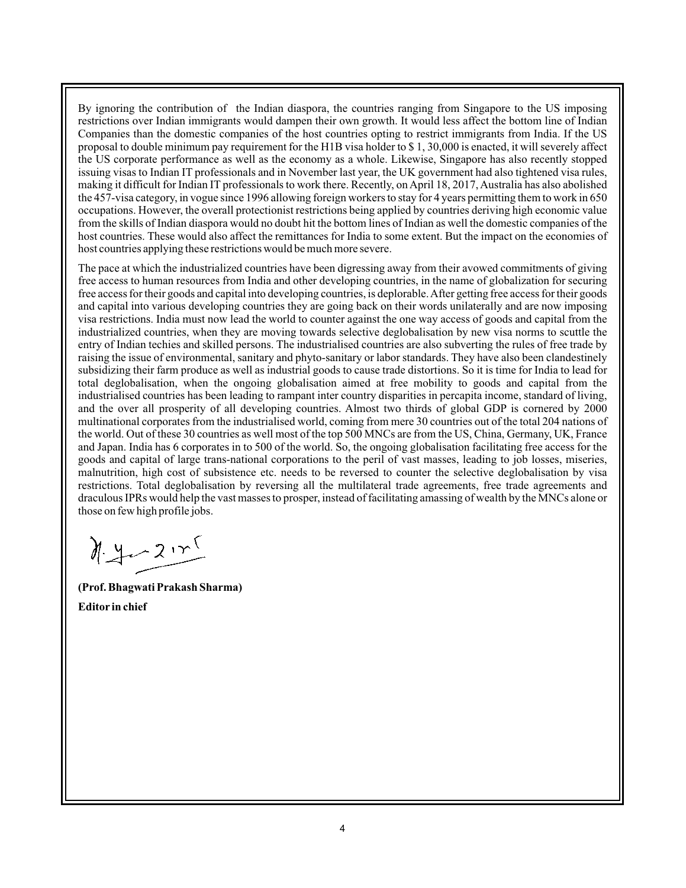By ignoring the contribution of the Indian diaspora, the countries ranging from Singapore to the US imposing restrictions over Indian immigrants would dampen their own growth. It would less affect the bottom line of Indian Companies than the domestic companies of the host countries opting to restrict immigrants from India. If the US proposal to double minimum pay requirement for the H1B visa holder to $ 1, 30,000 is enacted, it will severely affect the US corporate performance as well as the economy as a whole. Likewise, Singapore has also recently stopped issuing visas to Indian IT professionals and in November last year, the UK government had also tightened visa rules, making it difficult for Indian IT professionals to work there. Recently, on April 18, 2017, Australia has also abolished the 457-visa category, in vogue since 1996 allowing foreign workers to stay for 4 years permitting them to work in 650 occupations. However, the overall protectionist restrictions being applied by countries deriving high economic value from the skills of Indian diaspora would no doubt hit the bottom lines of Indian as well the domestic companies of the host countries. These would also affect the remittances for India to some extent. But the impact on the economies of host countries applying these restrictions would be much more severe.

The pace at which the industrialized countries have been digressing away from their avowed commitments of giving free access to human resources from India and other developing countries, in the name of globalization for securing free access for their goods and capital into developing countries, is deplorable. After getting free access for their goods and capital into various developing countries they are going back on their words unilaterally and are now imposing visa restrictions. India must now lead the world to counter against the one way access of goods and capital from the industrialized countries, when they are moving towards selective deglobalisation by new visa norms to scuttle the entry of Indian techies and skilled persons. The industrialised countries are also subverting the rules of free trade by raising the issue of environmental, sanitary and phyto-sanitary or labor standards. They have also been clandestinely subsidizing their farm produce as well as industrial goods to cause trade distortions. So it is time for India to lead for total deglobalisation, when the ongoing globalisation aimed at free mobility to goods and capital from the industrialised countries has been leading to rampant inter country disparities in percapita income, standard of living, and the over all prosperity of all developing countries. Almost two thirds of global GDP is cornered by 2000 multinational corporates from the industrialised world, coming from mere 30 countries out of the total 204 nations of the world. Out of these 30 countries as well most of the top 500 MNCs are from the US, China, Germany, UK, France and Japan. India has 6 corporates in to 500 of the world. So, the ongoing globalisation facilitating free access for the goods and capital of large trans-national corporations to the peril of vast masses, leading to job losses, miseries, malnutrition, high cost of subsistence etc. needs to be reversed to counter the selective deglobalisation by visa restrictions. Total deglobalisation by reversing all the multilateral trade agreements, free trade agreements and draculous IPRs would help the vast masses to prosper, instead of facilitating amassing of wealth by the MNCs alone or those on few high profile jobs.

**(Prof. Bhagwati Prakash Sharma)**

**Editor in chief**